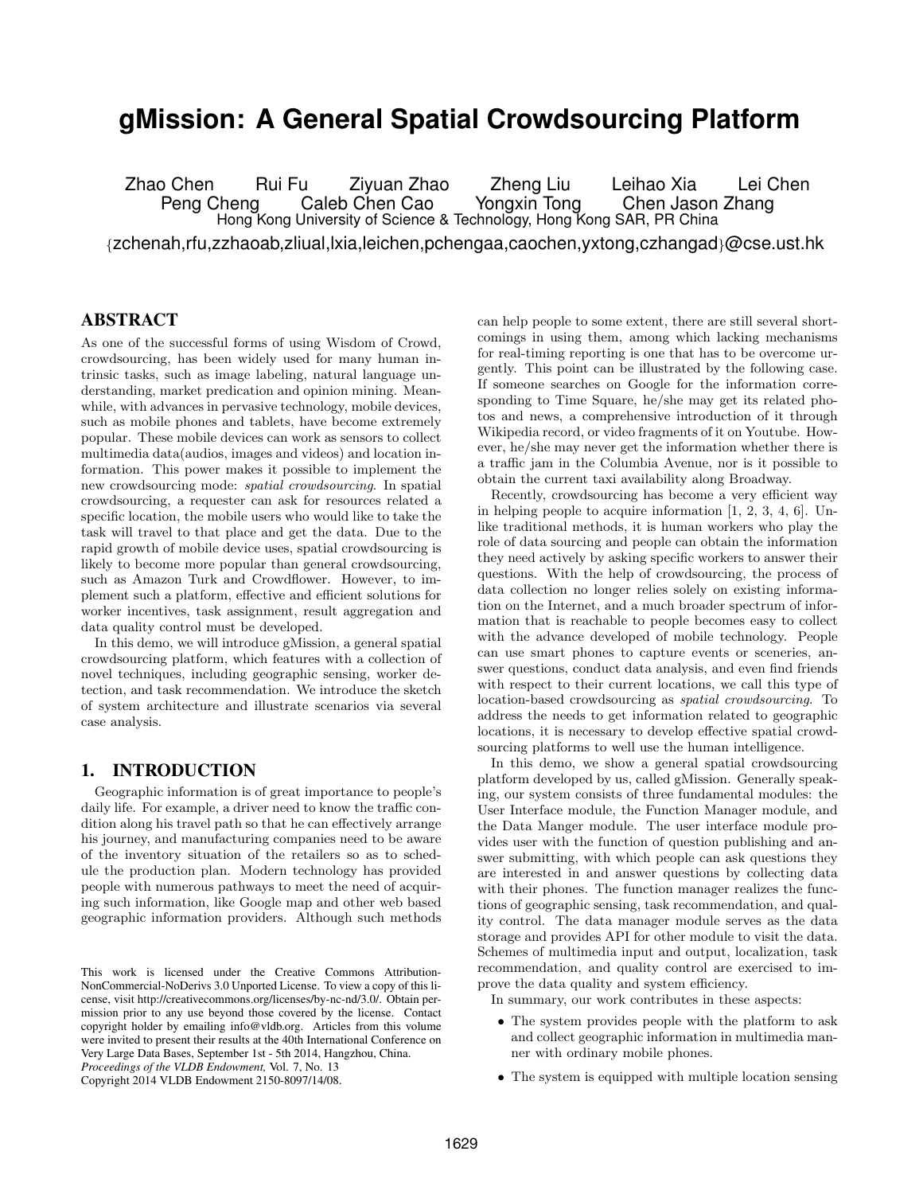# gMission: A General Spatial Crowdsourcing Platform

Zhao Chen Rui Fu Ziyuan Zhao Zheng Liu Leihao Xia Lei Chen
Peng Cheng Caleb Chen Cao Yongxin Tong Chen Jason Zhang

Hong Kong University of Science & Technology, Hong Kong SAR, PR China

{zchenah,rfu,zzhaoab,zliual,lxia,leichen,pchengaa,caochen,yxtong,czhangad}@cse.ust.hk

## ABSTRACT

As one of the successful forms of using Wisdom of Crowd, crowdsourcing, has been widely used for many human intrinsic tasks, such as image labeling, natural language understanding, market predication and opinion mining. Meanwhile, with advances in pervasive technology, mobile devices, such as mobile phones and tablets, have become extremely popular. These mobile devices can work as sensors to collect multimedia data(audios, images and videos) and location information. This power makes it possible to implement the new crowdsourcing mode: *spatial crowdsourcing*. In spatial crowdsourcing, a requester can ask for resources related a specific location, the mobile users who would like to take the task will travel to that place and get the data. Due to the rapid growth of mobile device uses, spatial crowdsourcing is likely to become more popular than general crowdsourcing, such as Amazon Turk and Crowdflower. However, to implement such a platform, effective and efficient solutions for worker incentives, task assignment, result aggregation and data quality control must be developed.

In this demo, we will introduce gMission, a general spatial crowdsourcing platform, which features with a collection of novel techniques, including geographic sensing, worker detection, and task recommendation. We introduce the sketch of system architecture and illustrate scenarios via several case analysis.

## 1. INTRODUCTION

Geographic information is of great importance to people's daily life. For example, a driver need to know the traffic condition along his travel path so that he can effectively arrange his journey, and manufacturing companies need to be aware of the inventory situation of the retailers so as to schedule the production plan. Modern technology has provided people with numerous pathways to meet the need of acquiring such information, like Google map and other web based geographic information providers. Although such methods can help people to some extent, there are still several shortcomings in using them, among which lacking mechanisms for real-timing reporting is one that has to be overcome urgently. This point can be illustrated by the following case. If someone searches on Google for the information corresponding to Time Square, he/she may get its related photos and news, a comprehensive introduction of it through Wikipedia record, or video fragments of it on Youtube. However, he/she may never get the information whether there is a traffic jam in the Columbia Avenue, nor is it possible to obtain the current taxi availability along Broadway.

Recently, crowdsourcing has become a very efficient way in helping people to acquire information [1, 2, 3, 4, 6]. Unlike traditional methods, it is human workers who play the role of data sourcing and people can obtain the information they need actively by asking specific workers to answer their questions. With the help of crowdsourcing, the process of data collection no longer relies solely on existing information on the Internet, and a much broader spectrum of information that is reachable to people becomes easy to collect with the advance developed of mobile technology. People can use smart phones to capture events or sceneries, answer questions, conduct data analysis, and even find friends with respect to their current locations, we call this type of location-based crowdsourcing as *spatial crowdsourcing*. To address the needs to get information related to geographic locations, it is necessary to develop effective spatial crowdsourcing platforms to well use the human intelligence.

In this demo, we show a general spatial crowdsourcing platform developed by us, called gMission. Generally speaking, our system consists of three fundamental modules: the User Interface module, the Function Manager module, and the Data Manger module. The user interface module provides user with the function of question publishing and answer submitting, with which people can ask questions they are interested in and answer questions by collecting data with their phones. The function manager realizes the functions of geographic sensing, task recommendation, and quality control. The data manager module serves as the data storage and provides API for other module to visit the data. Schemes of multimedia input and output, localization, task recommendation, and quality control are exercised to improve the data quality and system efficiency.

In summary, our work contributes in these aspects:

- The system provides people with the platform to ask and collect geographic information in multimedia manner with ordinary mobile phones.
- The system is equipped with multiple location sensing

This work is licensed under the Creative Commons Attribution-NonCommercial-NoDerivs 3.0 Unported License. To view a copy of this license, visit http://creativecommons.org/licenses/by-nc-nd/3.0/. Obtain permission prior to any use beyond those covered by the license. Contact copyright holder by emailing info@vldb.org. Articles from this volume were invited to present their results at the 40th International Conference on Very Large Data Bases, September 1st - 5th 2014, Hangzhou, China.
*Proceedings of the VLDB Endowment,* Vol. 7, No. 13
Copyright 2014 VLDB Endowment 2150-8097/14/08.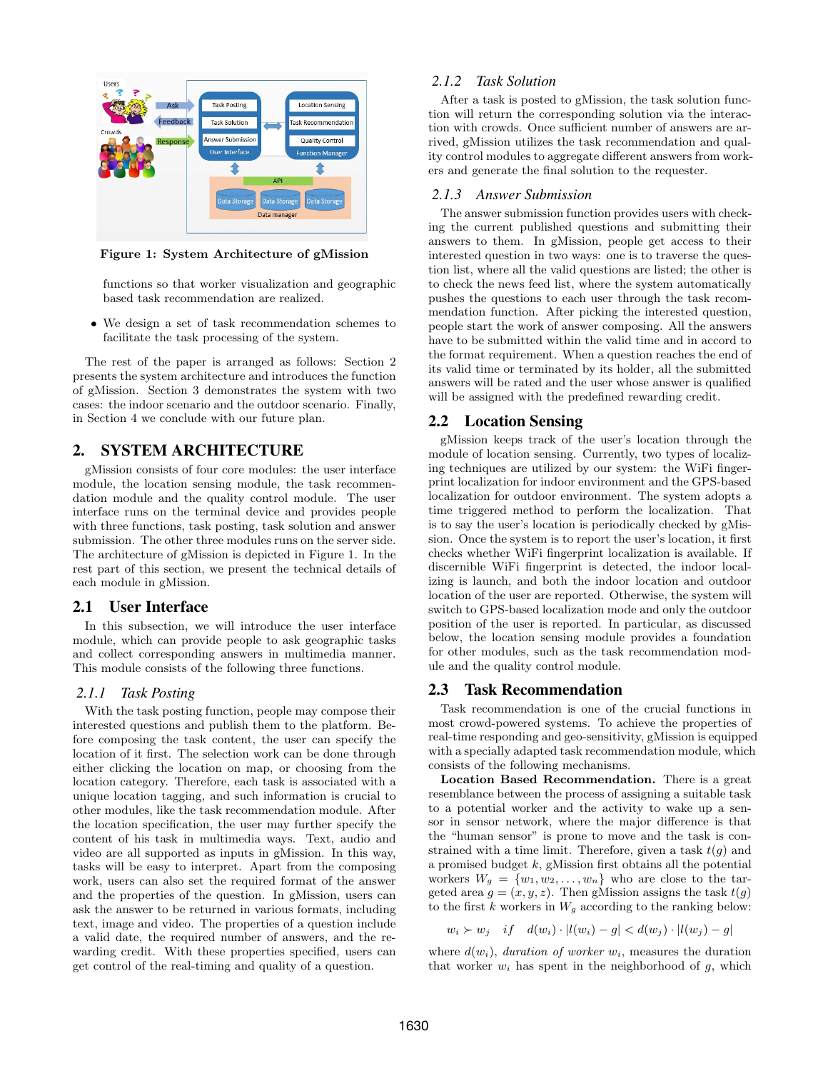Figure 1: System Architecture of gMission

functions so that worker visualization and geographic based task recommendation are realized.

- We design a set of task recommendation schemes to facilitate the task processing of the system.

The rest of the paper is arranged as follows: Section 2 presents the system architecture and introduces the function of gMission. Section 3 demonstrates the system with two cases: the indoor scenario and the outdoor scenario. Finally, in Section 4 we conclude with our future plan.

## 2. SYSTEM ARCHITECTURE

gMission consists of four core modules: the user interface module, the location sensing module, the task recommendation module and the quality control module. The user interface runs on the terminal device and provides people with three functions, task posting, task solution and answer submission. The other three modules runs on the server side. The architecture of gMission is depicted in Figure 1. In the rest part of this section, we present the technical details of each module in gMission.

### 2.1 User Interface

In this subsection, we will introduce the user interface module, which can provide people to ask geographic tasks and collect corresponding answers in multimedia manner. This module consists of the following three functions.

#### 2.1.1 Task Posting

With the task posting function, people may compose their interested questions and publish them to the platform. Before composing the task content, the user can specify the location of it first. The selection work can be done through either clicking the location on map, or choosing from the location category. Therefore, each task is associated with a unique location tagging, and such information is crucial to other modules, like the task recommendation module. After the location specification, the user may further specify the content of his task in multimedia ways. Text, audio and video are all supported as inputs in gMission. In this way, tasks will be easy to interpret. Apart from the composing work, users can also set the required format of the answer and the properties of the question. In gMission, users can ask the answer to be returned in various formats, including text, image and video. The properties of a question include a valid date, the required number of answers, and the rewarding credit. With these properties specified, users can get control of the real-timing and quality of a question.

#### 2.1.2 Task Solution

After a task is posted to gMission, the task solution function will return the corresponding solution via the interaction with crowds. Once sufficient number of answers are arrived, gMission utilizes the task recommendation and quality control modules to aggregate different answers from workers and generate the final solution to the requester.

#### 2.1.3 Answer Submission

The answer submission function provides users with checking the current published questions and submitting their answers to them. In gMission, people get access to their interested question in two ways: one is to traverse the question list, where all the valid questions are listed; the other is to check the news feed list, where the system automatically pushes the questions to each user through the task recommendation function. After picking the interested question, people start the work of answer composing. All the answers have to be submitted within the valid time and in accord to the format requirement. When a question reaches the end of its valid time or terminated by its holder, all the submitted answers will be rated and the user whose answer is qualified will be assigned with the predefined rewarding credit.

### 2.2 Location Sensing

gMission keeps track of the user's location through the module of location sensing. Currently, two types of localizing techniques are utilized by our system: the WiFi fingerprint localization for indoor environment and the GPS-based localization for outdoor environment. The system adopts a time triggered method to perform the localization. That is to say the user's location is periodically checked by gMission. Once the system is to report the user's location, it first checks whether WiFi fingerprint localization is available. If discernible WiFi fingerprint is detected, the indoor localizing is launch, and both the indoor location and outdoor location of the user are reported. Otherwise, the system will switch to GPS-based localization mode and only the outdoor position of the user is reported. In particular, as discussed below, the location sensing module provides a foundation for other modules, such as the task recommendation module and the quality control module.

### 2.3 Task Recommendation

Task recommendation is one of the crucial functions in most crowd-powered systems. To achieve the properties of real-time responding and geo-sensitivity, gMission is equipped with a specially adapted task recommendation module, which consists of the following mechanisms.

**Location Based Recommendation.** There is a great resemblance between the process of assigning a suitable task to a potential worker and the activity to wake up a sensor in sensor network, where the major difference is that the "human sensor" is prone to move and the task is constrained with a time limit. Therefore, given a task $t(g)$ and a promised budget $k$, gMission first obtains all the potential workers $W_g = \{w_1, w_2, \dots, w_n\}$ who are close to the targeted area $g = (x, y, z)$. Then gMission assigns the task $t(g)$ to the first $k$ workers in $W_g$ according to the ranking below:

$$w_i \succ w_j \quad if \quad d(w_i) \cdot |l(w_i) - g| < d(w_j) \cdot |l(w_j) - g|$$

where $d(w_i)$, *duration of worker* $w_i$, measures the duration that worker $w_i$ has spent in the neighborhood of $g$, which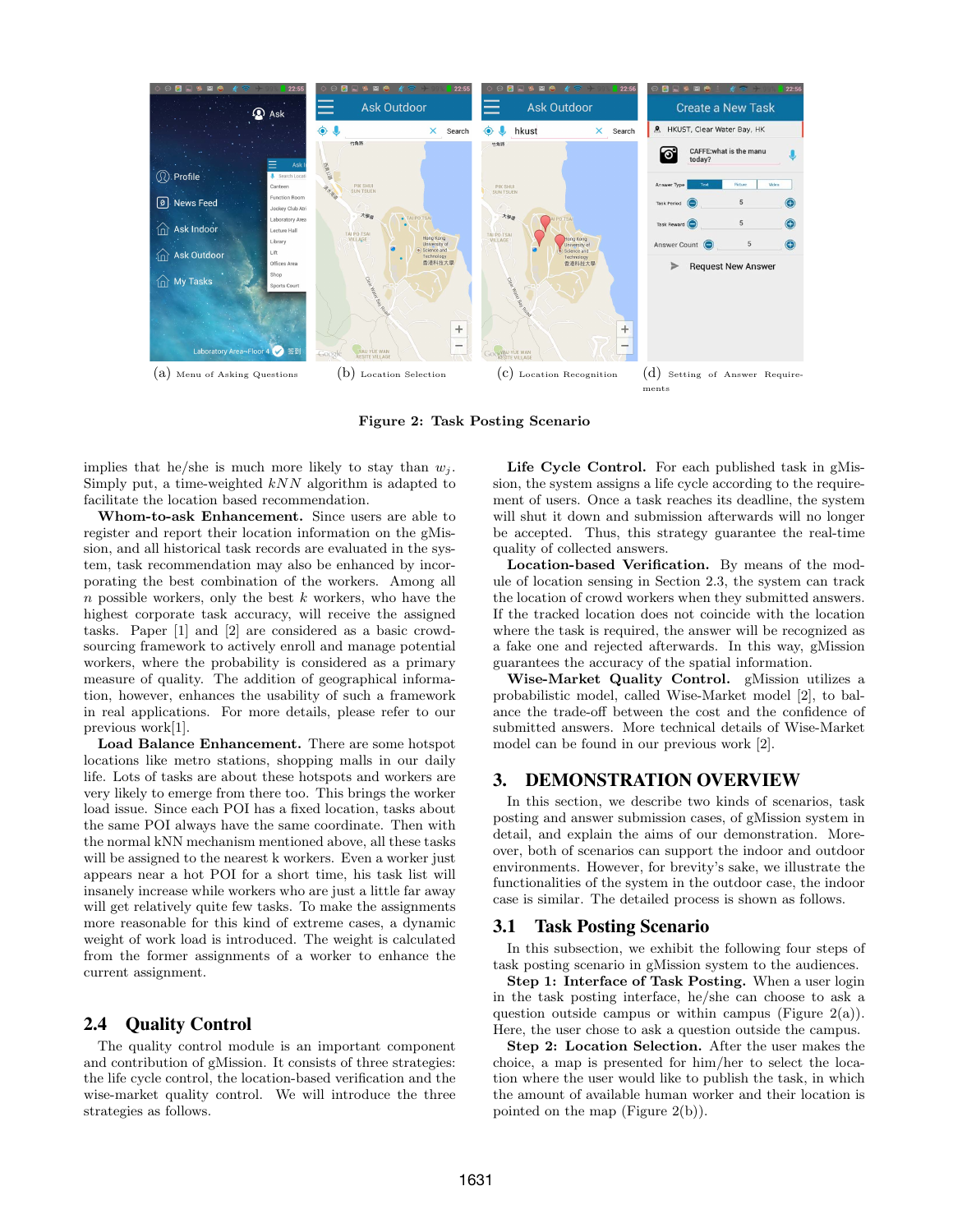(a) Menu of Asking Questions

(b) Location Selection

(c) Location Recognition

(d) Setting of Answer Requirements

**Figure 2: Task Posting Scenario**

implies that he/she is much more likely to stay than $w_j$. Simply put, a time-weighted $kNN$ algorithm is adapted to facilitate the location based recommendation.

**Whom-to-ask Enhancement.** Since users are able to register and report their location information on the gMission, and all historical task records are evaluated in the system, task recommendation may also be enhanced by incorporating the best combination of the workers. Among all $n$ possible workers, only the best $k$ workers, who have the highest corporate task accuracy, will receive the assigned tasks. Paper [1] and [2] are considered as a basic crowdsourcing framework to actively enroll and manage potential workers, where the probability is considered as a primary measure of quality. The addition of geographical information, however, enhances the usability of such a framework in real applications. For more details, please refer to our previous work[1].

**Load Balance Enhancement.** There are some hotspot locations like metro stations, shopping malls in our daily life. Lots of tasks are about these hotspots and workers are very likely to emerge from there too. This brings the worker load issue. Since each POI has a fixed location, tasks about the same POI always have the same coordinate. Then with the normal kNN mechanism mentioned above, all these tasks will be assigned to the nearest k workers. Even a worker just appears near a hot POI for a short time, his task list will insanely increase while workers who are just a little far away will get relatively quite few tasks. To make the assignments more reasonable for this kind of extreme cases, a dynamic weight of work load is introduced. The weight is calculated from the former assignments of a worker to enhance the current assignment.

## 2.4 Quality Control

The quality control module is an important component and contribution of gMission. It consists of three strategies: the life cycle control, the location-based verification and the wise-market quality control. We will introduce the three strategies as follows.

**Life Cycle Control.** For each published task in gMission, the system assigns a life cycle according to the requirement of users. Once a task reaches its deadline, the system will shut it down and submission afterwards will no longer be accepted. Thus, this strategy guarantee the real-time quality of collected answers.

**Location-based Verification.** By means of the module of location sensing in Section 2.3, the system can track the location of crowd workers when they submitted answers. If the tracked location does not coincide with the location where the task is required, the answer will be recognized as a fake one and rejected afterwards. In this way, gMission guarantees the accuracy of the spatial information.

**Wise-Market Quality Control.** gMission utilizes a probabilistic model, called Wise-Market model [2], to balance the trade-off between the cost and the confidence of submitted answers. More technical details of Wise-Market model can be found in our previous work [2].

# 3. DEMONSTRATION OVERVIEW

In this section, we describe two kinds of scenarios, task posting and answer submission cases, of gMission system in detail, and explain the aims of our demonstration. Moreover, both of scenarios can support the indoor and outdoor environments. However, for brevity's sake, we illustrate the functionalities of the system in the outdoor case, the indoor case is similar. The detailed process is shown as follows.

## 3.1 Task Posting Scenario

In this subsection, we exhibit the following four steps of task posting scenario in gMission system to the audiences.

**Step 1: Interface of Task Posting.** When a user login in the task posting interface, he/she can choose to ask a question outside campus or within campus (Figure 2(a)). Here, the user chose to ask a question outside the campus.

**Step 2: Location Selection.** After the user makes the choice, a map is presented for him/her to select the location where the user would like to publish the task, in which the amount of available human worker and their location is pointed on the map (Figure 2(b)).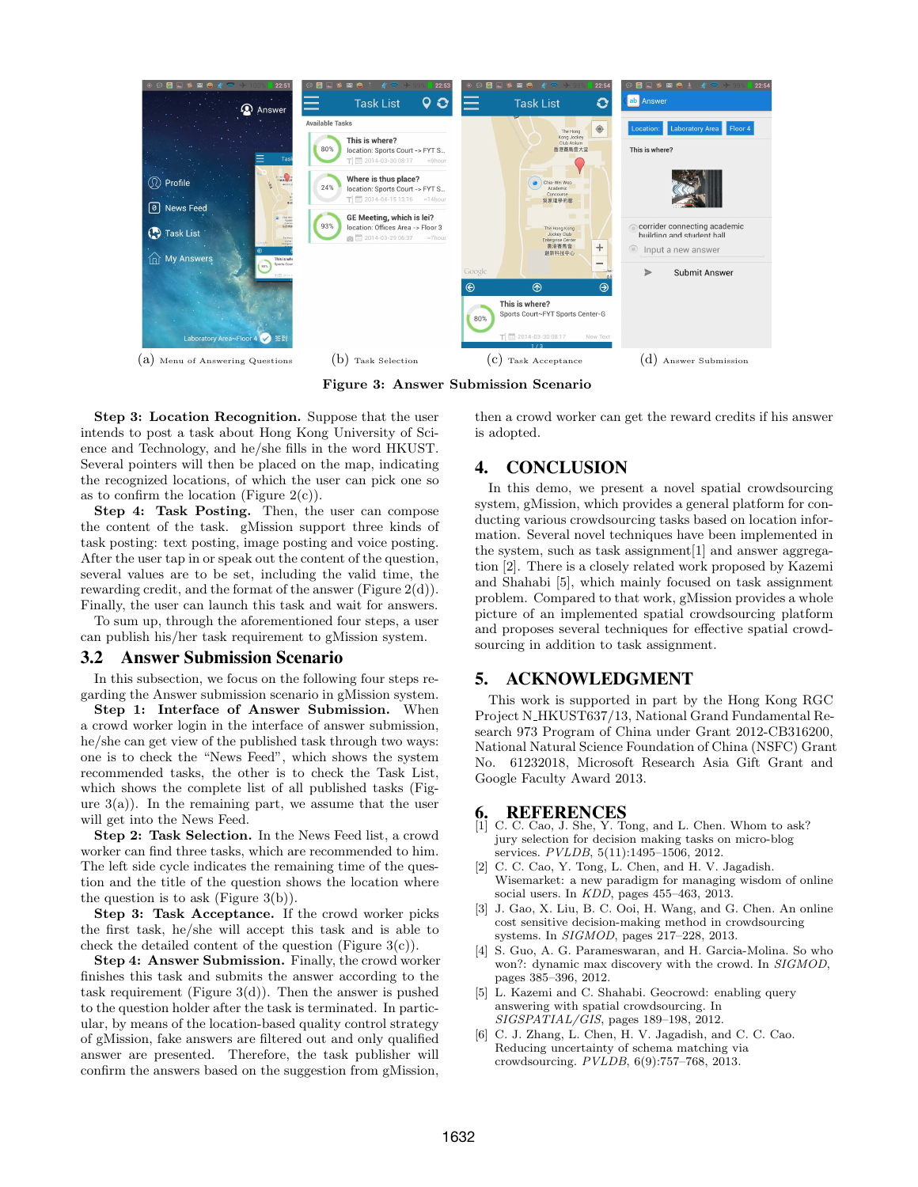(a) Menu of Answering Questions (b) Task Selection (c) Task Acceptance (d) Answer Submission

**Figure 3: Answer Submission Scenario**

**Step 3: Location Recognition.** Suppose that the user intends to post a task about Hong Kong University of Science and Technology, and he/she fills in the word HKUST. Several pointers will then be placed on the map, indicating the recognized locations, of which the user can pick one so as to confirm the location (Figure 2(c)).

**Step 4: Task Posting.** Then, the user can compose the content of the task. gMission support three kinds of task posting: text posting, image posting and voice posting. After the user tap in or speak out the content of the question, several values are to be set, including the valid time, the rewarding credit, and the format of the answer (Figure 2(d)). Finally, the user can launch this task and wait for answers.

To sum up, through the aforementioned four steps, a user can publish his/her task requirement to gMission system.

## 3.2 Answer Submission Scenario

In this subsection, we focus on the following four steps regarding the Answer submission scenario in gMission system.

**Step 1: Interface of Answer Submission.** When a crowd worker login in the interface of answer submission, he/she can get view of the published task through two ways: one is to check the "News Feed", which shows the system recommended tasks, the other is to check the Task List, which shows the complete list of all published tasks (Figure 3(a)). In the remaining part, we assume that the user will get into the News Feed.

**Step 2: Task Selection.** In the News Feed list, a crowd worker can find three tasks, which are recommended to him. The left side cycle indicates the remaining time of the question and the title of the question shows the location where the question is to ask (Figure 3(b)).

**Step 3: Task Acceptance.** If the crowd worker picks the first task, he/she will accept this task and is able to check the detailed content of the question (Figure 3(c)).

**Step 4: Answer Submission.** Finally, the crowd worker finishes this task and submits the answer according to the task requirement (Figure 3(d)). Then the answer is pushed to the question holder after the task is terminated. In particular, by means of the location-based quality control strategy of gMission, fake answers are filtered out and only qualified answer are presented. Therefore, the task publisher will confirm the answers based on the suggestion from gMission, then a crowd worker can get the reward credits if his answer is adopted.

# 4. CONCLUSION

In this demo, we present a novel spatial crowdsourcing system, gMission, which provides a general platform for conducting various crowdsourcing tasks based on location information. Several novel techniques have been implemented in the system, such as task assignment[1] and answer aggregation [2]. There is a closely related work proposed by Kazemi and Shahabi [5], which mainly focused on task assignment problem. Compared to that work, gMission provides a whole picture of an implemented spatial crowdsourcing platform and proposes several techniques for effective spatial crowdsourcing in addition to task assignment.

# 5. ACKNOWLEDGMENT

This work is supported in part by the Hong Kong RGC Project N_HKUST637/13, National Grand Fundamental Research 973 Program of China under Grant 2012-CB316200, National Natural Science Foundation of China (NSFC) Grant No. 61232018, Microsoft Research Asia Gift Grant and Google Faculty Award 2013.

# 6. REFERENCES

[1] C. C. Cao, J. She, Y. Tong, and L. Chen. Whom to ask? jury selection for decision making tasks on micro-blog services. *PVLDB*, 5(11):1495–1506, 2012.

[2] C. C. Cao, Y. Tong, L. Chen, and H. V. Jagadish. Wisemarket: a new paradigm for managing wisdom of online social users. In *KDD*, pages 455–463, 2013.

[3] J. Gao, X. Liu, B. C. Ooi, H. Wang, and G. Chen. An online cost sensitive decision-making method in crowdsourcing systems. In *SIGMOD*, pages 217–228, 2013.

[4] S. Guo, A. G. Parameswaran, and H. Garcia-Molina. So who won?: dynamic max discovery with the crowd. In *SIGMOD*, pages 385–396, 2012.

[5] L. Kazemi and C. Shahabi. Geocrowd: enabling query answering with spatial crowdsourcing. In *SIGSPATIAL/GIS*, pages 189–198, 2012.

[6] C. J. Zhang, L. Chen, H. V. Jagadish, and C. C. Cao. Reducing uncertainty of schema matching via crowdsourcing. *PVLDB*, 6(9):757–768, 2013.